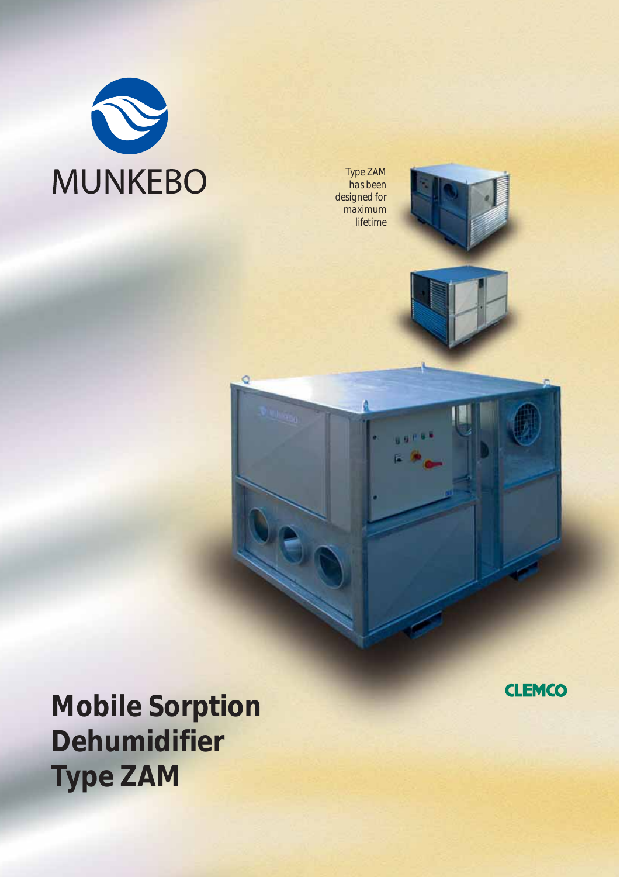MUNKEBO

Type ZAM has been designed for maximum lifetime

CLEMCO

# Mobile Sorption Dehumidifier Type ZAM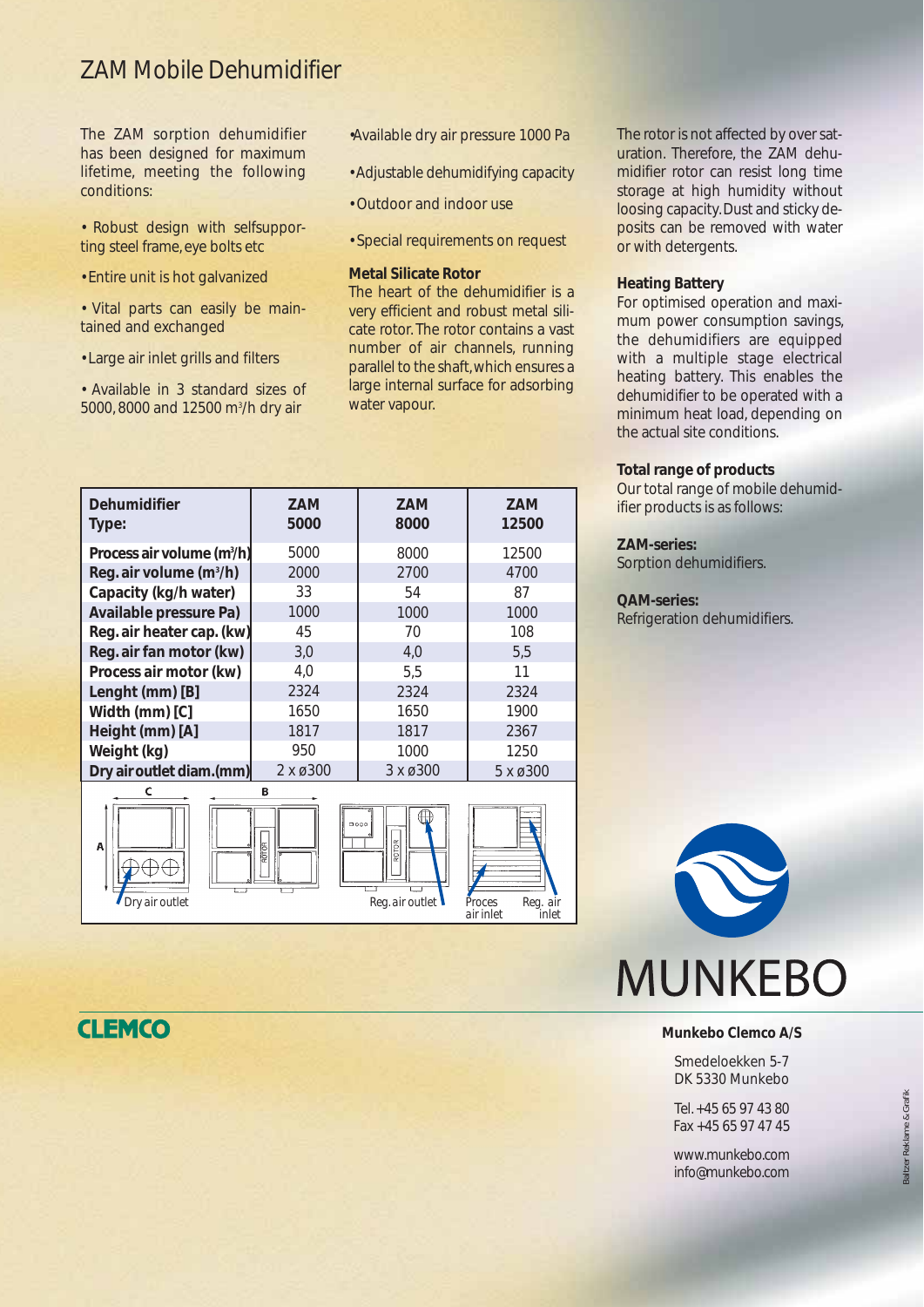# ZAM Mobile Dehumidifier

The ZAM sorption dehumidifier has been designed for maximum lifetime, meeting the following conditions:

- Robust design with selfsupporting steel frame, eye bolts etc
- Entire unit is hot galvanized
- Vital parts can easily be maintained and exchanged
- Large air inlet grills and filters
- Available in 3 standard sizes of 5000, 8000 and 12500 m³/h dry air
- Available dry air pressure 1000 Pa
- Adjustable dehumidifying capacity
- Outdoor and indoor use
- Special requirements on request

**Metal Silicate Rotor**
The heart of the dehumidifier is a very efficient and robust metal silicate rotor. The rotor contains a vast number of air channels, running parallel to the shaft, which ensures a large internal surface for adsorbing water vapour.

The rotor is not affected by over saturation. Therefore, the ZAM dehumidifier rotor can resist long time storage at high humidity without loosing capacity. Dust and sticky deposits can be removed with water or with detergents.

**Heating Battery**
For optimised operation and maximum power consumption savings, the dehumidifiers are equipped with a multiple stage electrical heating battery. This enables the dehumidifier to be operated with a minimum heat load, depending on the actual site conditions.

**Total range of products**
Our total range of mobile dehumidifier products is as follows:

**ZAM-series:**
Sorption dehumidifiers.

**QAM-series:**
Refrigeration dehumidifiers.

| Dehumidifier Type: | ZAM 5000 | ZAM 8000 | ZAM 12500 |
|---|---|---|---|
| Process air volume (m³/h) | 5000 | 8000 | 12500 |
| Reg. air volume (m³/h) | 2000 | 2700 | 4700 |
| Capacity (kg/h water) | 33 | 54 | 87 |
| Available pressure Pa) | 1000 | 1000 | 1000 |
| Reg. air heater cap. (kw) | 45 | 70 | 108 |
| Reg. air fan motor (kw) | 3,0 | 4,0 | 5,5 |
| Process air motor (kw) | 4,0 | 5,5 | 11 |
| Lenght (mm) [B] | 2324 | 2324 | 2324 |
| Width (mm) [C] | 1650 | 1650 | 1900 |
| Height (mm) [A] | 1817 | 1817 | 2367 |
| Weight (kg) | 950 | 1000 | 1250 |
| Dry air outlet diam.(mm) | 2 x ø300 | 3 x ø300 | 5 x ø300 |

C
B
A
ROTOR
ROTOR
Dry air outlet
Reg. air outlet
Proces air inlet
Reg. air inlet

CLEMCO

MUNKEBO

**Munkebo Clemco A/S**

Smedeloekken 5-7
DK 5330 Munkebo

Tel. +45 65 97 43 80
Fax +45 65 97 47 45

www.munkebo.com
info@munkebo.com

Baltzer Reklame & Grafik